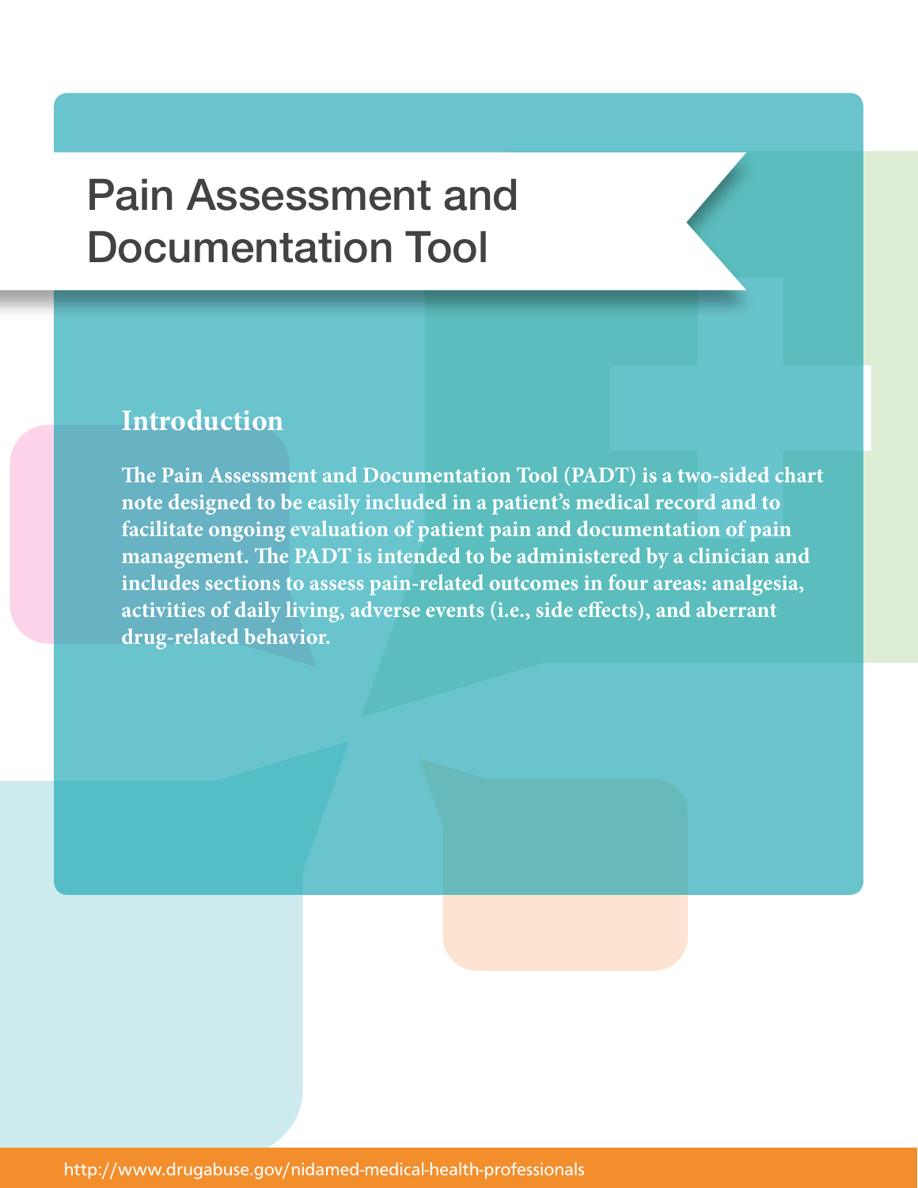# Pain Assessment and Documentation Tool

## Introduction

**The Pain Assessment and Documentation Tool (PADT) is a two-sided chart note designed to be easily included in a patient's medical record and to facilitate ongoing evaluation of patient pain and documentation of pain management. The PADT is intended to be administered by a clinician and includes sections to assess pain-related outcomes in four areas: analgesia, activities of daily living, adverse events (i.e., side effects), and aberrant drug-related behavior.**

http://www.drugabuse.gov/nidamed-medical-health-professionals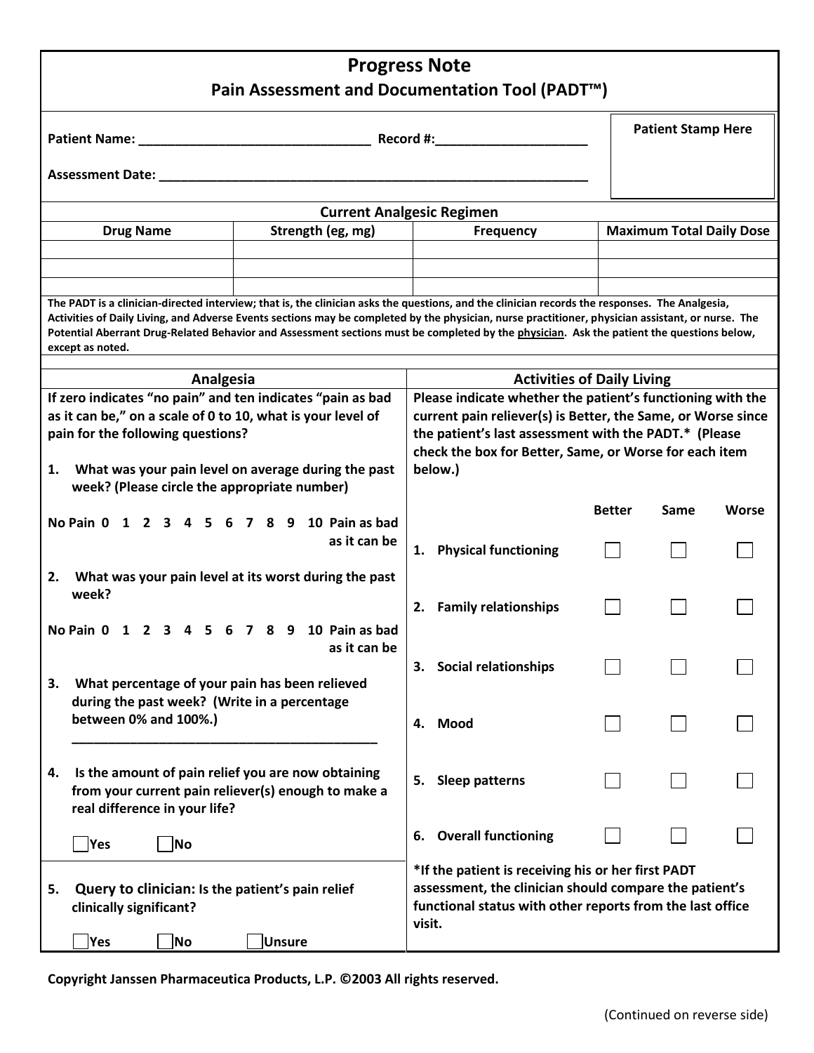# Progress Note

## Pain Assessment and Documentation Tool (PADT™)

**Patient Name:** ______________________________ **Record #:**____________________

**Assessment Date:** ______________________________________________________

**Patient Stamp Here**

### Current Analgesic Regimen

| Drug Name | Strength (eg, mg) | Frequency | Maximum Total Daily Dose |
|---|---|---|---|
| | | | |
| | | | |
| | | | |

**The PADT is a clinician-directed interview; that is, the clinician asks the questions, and the clinician records the responses. The Analgesia, Activities of Daily Living, and Adverse Events sections may be completed by the physician, nurse practitioner, physician assistant, or nurse. The Potential Aberrant Drug-Related Behavior and Assessment sections must be completed by the physician. Ask the patient the questions below, except as noted.**

### Analgesia

**If zero indicates "no pain" and ten indicates "pain as bad as it can be," on a scale of 0 to 10, what is your level of pain for the following questions?**

1. **What was your pain level on average during the past week? (Please circle the appropriate number)**

   **No Pain 0 1 2 3 4 5 6 7 8 9 10 Pain as bad as it can be**

2. **What was your pain level at its worst during the past week?**

   **No Pain 0 1 2 3 4 5 6 7 8 9 10 Pain as bad as it can be**

3. **What percentage of your pain has been relieved during the past week? (Write in a percentage between 0% and 100%.)**

   ______________________________________

4. **Is the amount of pain relief you are now obtaining from your current pain reliever(s) enough to make a real difference in your life?**

   ☐ **Yes** ☐ **No**

5. **Query to clinician: Is the patient's pain relief clinically significant?**

   ☐ **Yes** ☐ **No** ☐ **Unsure**

### Activities of Daily Living

**Please indicate whether the patient's functioning with the current pain reliever(s) is Better, the Same, or Worse since the patient's last assessment with the PADT.* (Please check the box for Better, Same, or Worse for each item below.)**

| | Better | Same | Worse |
|---|---|---|---|
| 1. Physical functioning | ☐ | ☐ | ☐ |
| 2. Family relationships | ☐ | ☐ | ☐ |
| 3. Social relationships | ☐ | ☐ | ☐ |
| 4. Mood | ☐ | ☐ | ☐ |
| 5. Sleep patterns | ☐ | ☐ | ☐ |
| 6. Overall functioning | ☐ | ☐ | ☐ |

***If the patient is receiving his or her first PADT assessment, the clinician should compare the patient's functional status with other reports from the last office visit.**

**Copyright Janssen Pharmaceutica Products, L.P. ©2003 All rights reserved.**

(Continued on reverse side)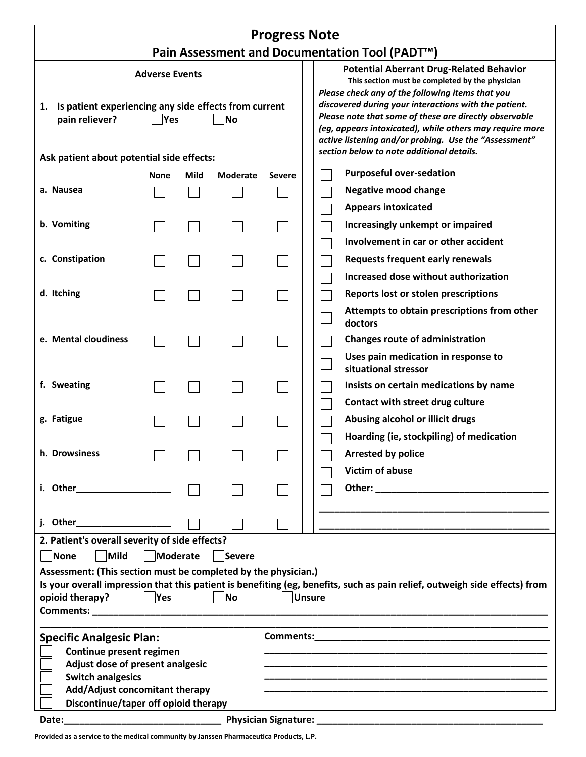# Progress Note

## Pain Assessment and Documentation Tool (PADT™)

### Adverse Events

1. **Is patient experiencing any side effects from current pain reliever?** ☐ Yes ☐ No

**Ask patient about potential side effects:**

| | None | Mild | Moderate | Severe |
|---|---|---|---|---|
| a. Nausea | ☐ | ☐ | ☐ | ☐ |
| b. Vomiting | ☐ | ☐ | ☐ | ☐ |
| c. Constipation | ☐ | ☐ | ☐ | ☐ |
| d. Itching | ☐ | ☐ | ☐ | ☐ |
| e. Mental cloudiness | ☐ | ☐ | ☐ | ☐ |
| f. Sweating | ☐ | ☐ | ☐ | ☐ |
| g. Fatigue | ☐ | ☐ | ☐ | ☐ |
| h. Drowsiness | ☐ | ☐ | ☐ | ☐ |
| i. Other__________________ | | ☐ | ☐ | ☐ |
| j. Other__________________ | | ☐ | ☐ | ☐ |

### Potential Aberrant Drug-Related Behavior

**This section must be completed by the physician**

***Please check any of the following items that you discovered during your interactions with the patient. Please note that some of these are directly observable (eg, appears intoxicated), while others may require more active listening and/or probing. Use the "Assessment" section below to note additional details.***

- ☐ **Purposeful over-sedation**
- ☐ **Negative mood change**
- ☐ **Appears intoxicated**
- ☐ **Increasingly unkempt or impaired**
- ☐ **Involvement in car or other accident**
- ☐ **Requests frequent early renewals**
- ☐ **Increased dose without authorization**
- ☐ **Reports lost or stolen prescriptions**
- ☐ **Attempts to obtain prescriptions from other doctors**
- ☐ **Changes route of administration**
- ☐ **Uses pain medication in response to situational stressor**
- ☐ **Insists on certain medications by name**
- ☐ **Contact with street drug culture**
- ☐ **Abusing alcohol or illicit drugs**
- ☐ **Hoarding (ie, stockpiling) of medication**
- ☐ **Arrested by police**
- ☐ **Victim of abuse**
- ☐ **Other:** _________________________________

_____________________________________________

_____________________________________________

**2. Patient's overall severity of side effects?**

☐ None ☐ Mild ☐ Moderate ☐ Severe

**Assessment: (This section must be completed by the physician.)**

**Is your overall impression that this patient is benefiting (eg, benefits, such as pain relief, outweigh side effects) from opioid therapy?** ☐ Yes ☐ No ☐ Unsure

**Comments:** _____________________________________________________________________________________

_____________________________________________________________________________________

### Specific Analgesic Plan:

- ☐ **Continue present regimen**
- ☐ **Adjust dose of present analgesic**
- ☐ **Switch analgesics**
- ☐ **Add/Adjust concomitant therapy**
- ☐ **Discontinue/taper off opioid therapy**

**Comments:**_____________________________________________

_____________________________________________

_____________________________________________

_____________________________________________

_____________________________________________

**Date:**_____________________________ **Physician Signature:** _____________________________________________

**Provided as a service to the medical community by Janssen Pharmaceutica Products, L.P.**